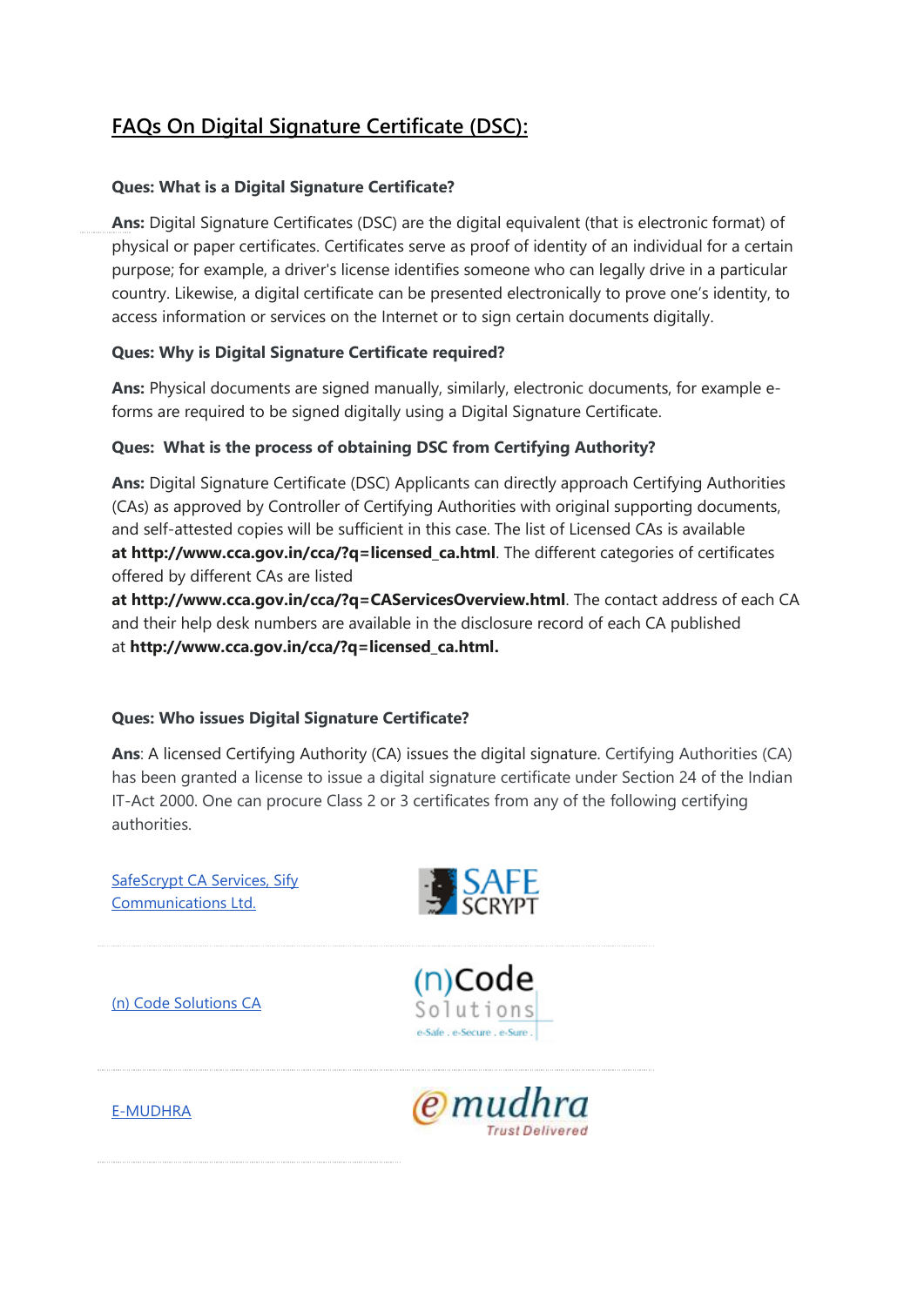# FAQs On Digital Signature Certificate (DSC):

**Ques: What is a Digital Signature Certificate?**

**Ans:** Digital Signature Certificates (DSC) are the digital equivalent (that is electronic format) of physical or paper certificates. Certificates serve as proof of identity of an individual for a certain purpose; for example, a driver's license identifies someone who can legally drive in a particular country. Likewise, a digital certificate can be presented electronically to prove one's identity, to access information or services on the Internet or to sign certain documents digitally.

**Ques: Why is Digital Signature Certificate required?**

**Ans:** Physical documents are signed manually, similarly, electronic documents, for example e-forms are required to be signed digitally using a Digital Signature Certificate.

**Ques: What is the process of obtaining DSC from Certifying Authority?**

**Ans:** Digital Signature Certificate (DSC) Applicants can directly approach Certifying Authorities (CAs) as approved by Controller of Certifying Authorities with original supporting documents, and self-attested copies will be sufficient in this case. The list of Licensed CAs is available **at http://www.cca.gov.in/cca/?q=licensed_ca.html**. The different categories of certificates offered by different CAs are listed **at http://www.cca.gov.in/cca/?q=CAServicesOverview.html**. The contact address of each CA and their help desk numbers are available in the disclosure record of each CA published at **http://www.cca.gov.in/cca/?q=licensed_ca.html.**

**Ques: Who issues Digital Signature Certificate?**

**Ans**: A licensed Certifying Authority (CA) issues the digital signature. Certifying Authorities (CA) has been granted a license to issue a digital signature certificate under Section 24 of the Indian IT-Act 2000. One can procure Class 2 or 3 certificates from any of the following certifying authorities.

SafeScrypt CA Services, Sify Communications Ltd.

(n) Code Solutions CA

E-MUDHRA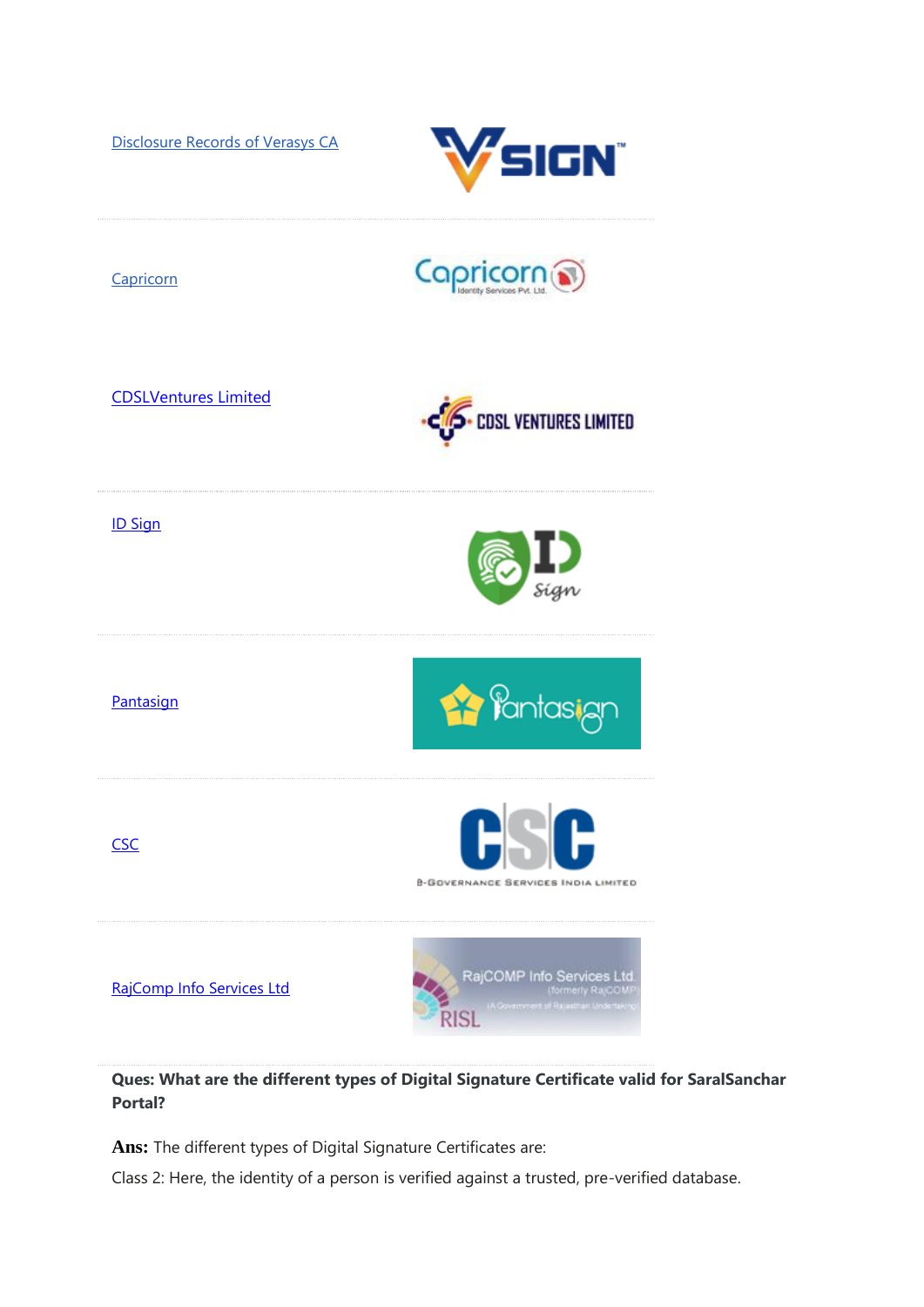| | |
|---|---|
| Disclosure Records of Verasys CA | VSIGN™ |
| Capricorn | Capricorn Identity Services Pvt. Ltd. |
| CDSLVentures Limited | CDSL VENTURES LIMITED |
| ID Sign | ID Sign |
| Pantasign | Pantasign |
| CSC | CSC E-GOVERNANCE SERVICES INDIA LIMITED |
| RajComp Info Services Ltd | RajCOMP Info Services Ltd. (formerly RajCOMP) (A Government of Rajasthan Undertaking) RISL |

**Ques: What are the different types of Digital Signature Certificate valid for SaralSanchar Portal?**

**Ans:** The different types of Digital Signature Certificates are:

Class 2: Here, the identity of a person is verified against a trusted, pre-verified database.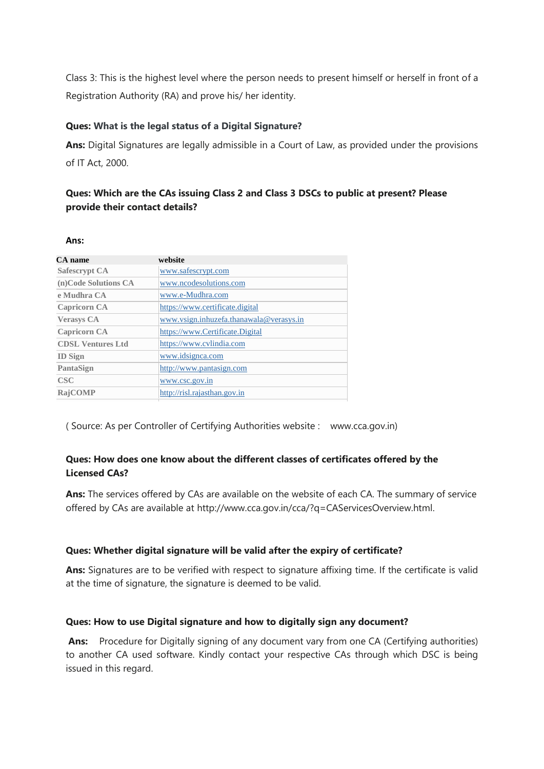Class 3: This is the highest level where the person needs to present himself or herself in front of a Registration Authority (RA) and prove his/ her identity.

**Ques: What is the legal status of a Digital Signature?**

**Ans:** Digital Signatures are legally admissible in a Court of Law, as provided under the provisions of IT Act, 2000.

**Ques: Which are the CAs issuing Class 2 and Class 3 DSCs to public at present? Please provide their contact details?**

**Ans:**

| CA name | website |
|---|---|
| Safescrypt CA | www.safescrypt.com |
| (n)Code Solutions CA | www.ncodesolutions.com |
| e Mudhra CA | www.e-Mudhra.com |
| Capricorn CA | https://www.certificate.digital |
| Verasys CA | www.vsign.inhuzefa.thanawala@verasys.in |
| Capricorn CA | https://www.Certificate.Digital |
| CDSL Ventures Ltd | https://www.cvlindia.com |
| ID Sign | www.idsignca.com |
| PantaSign | http://www.pantasign.com |
| CSC | www.csc.gov.in |
| RajCOMP | http://risl.rajasthan.gov.in |

( Source: As per Controller of Certifying Authorities website : www.cca.gov.in)

**Ques: How does one know about the different classes of certificates offered by the Licensed CAs?**

**Ans:** The services offered by CAs are available on the website of each CA. The summary of service offered by CAs are available at http://www.cca.gov.in/cca/?q=CAServicesOverview.html.

**Ques: Whether digital signature will be valid after the expiry of certificate?**

**Ans:** Signatures are to be verified with respect to signature affixing time. If the certificate is valid at the time of signature, the signature is deemed to be valid.

**Ques: How to use Digital signature and how to digitally sign any document?**

**Ans:** Procedure for Digitally signing of any document vary from one CA (Certifying authorities) to another CA used software. Kindly contact your respective CAs through which DSC is being issued in this regard.